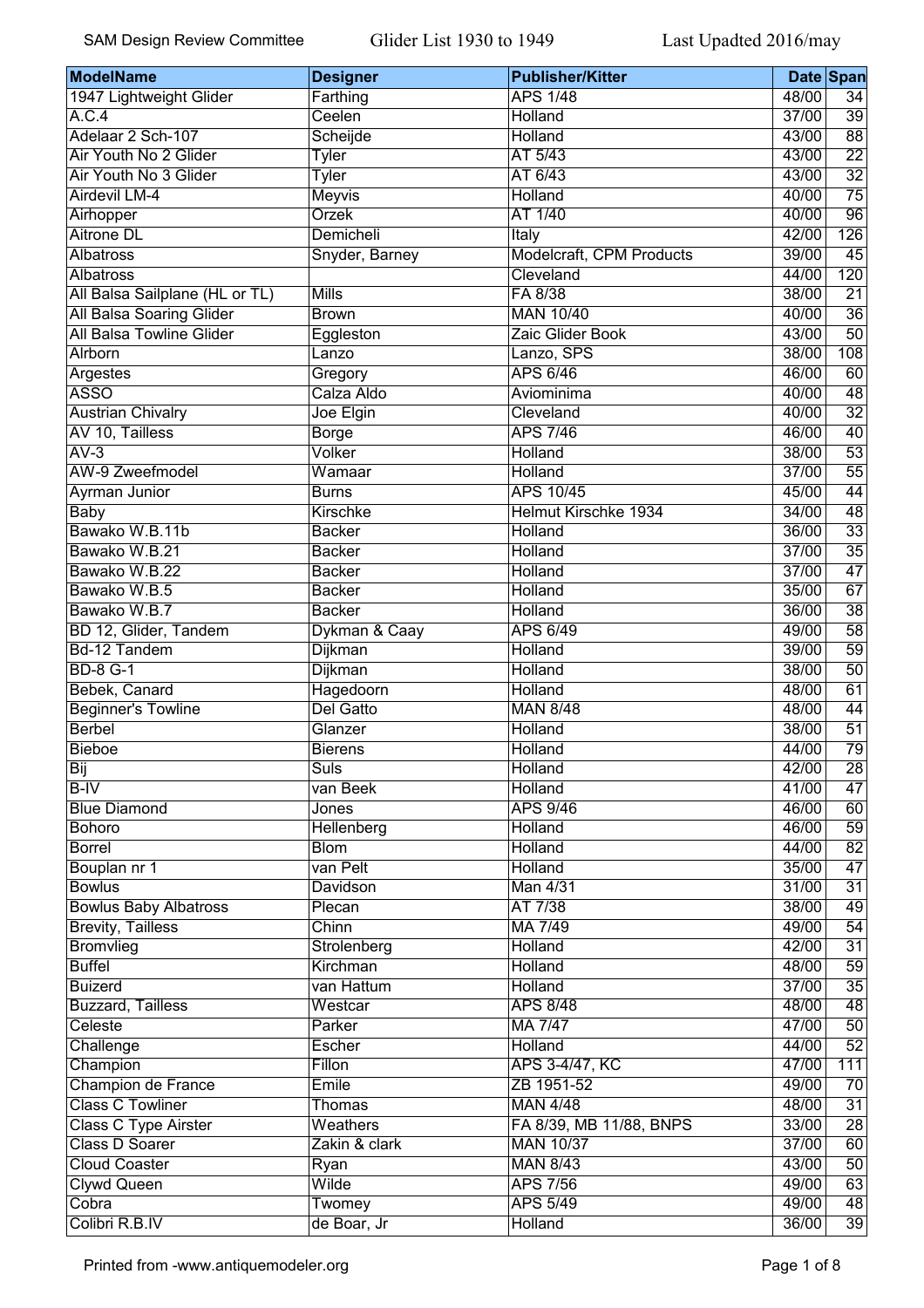| ModelName | Designer | Publisher/Kitter | Date | Span |
|---|---|---|---|---|
| 1947 Lightweight Glider | Farthing | APS 1/48 | 48/00 | 34 |
| A.C.4 | Ceelen | Holland | 37/00 | 39 |
| Adelaar 2 Sch-107 | Scheijde | Holland | 43/00 | 88 |
| Air Youth No 2 Glider | Tyler | AT 5/43 | 43/00 | 22 |
| Air Youth No 3 Glider | Tyler | AT 6/43 | 43/00 | 32 |
| Airdevil LM-4 | Meyvis | Holland | 40/00 | 75 |
| Airhopper | Orzek | AT 1/40 | 40/00 | 96 |
| Aitrone DL | Demicheli | Italy | 42/00 | 126 |
| Albatross | Snyder, Barney | Modelcraft, CPM Products | 39/00 | 45 |
| Albatross | | Cleveland | 44/00 | 120 |
| All Balsa Sailplane (HL or TL) | Mills | FA 8/38 | 38/00 | 21 |
| All Balsa Soaring Glider | Brown | MAN 10/40 | 40/00 | 36 |
| All Balsa Towline Glider | Eggleston | Zaic Glider Book | 43/00 | 50 |
| Alrborn | Lanzo | Lanzo, SPS | 38/00 | 108 |
| Argestes | Gregory | APS 6/46 | 46/00 | 60 |
| ASSO | Calza Aldo | Aviominima | 40/00 | 48 |
| Austrian Chivalry | Joe Elgin | Cleveland | 40/00 | 32 |
| AV 10, Tailless | Borge | APS 7/46 | 46/00 | 40 |
| AV-3 | Volker | Holland | 38/00 | 53 |
| AW-9 Zweefmodel | Wamaar | Holland | 37/00 | 55 |
| Ayrman Junior | Burns | APS 10/45 | 45/00 | 44 |
| Baby | Kirschke | Helmut Kirschke 1934 | 34/00 | 48 |
| Bawako W.B.11b | Backer | Holland | 36/00 | 33 |
| Bawako W.B.21 | Backer | Holland | 37/00 | 35 |
| Bawako W.B.22 | Backer | Holland | 37/00 | 47 |
| Bawako W.B.5 | Backer | Holland | 35/00 | 67 |
| Bawako W.B.7 | Backer | Holland | 36/00 | 38 |
| BD 12, Glider, Tandem | Dykman & Caay | APS 6/49 | 49/00 | 58 |
| Bd-12 Tandem | Dijkman | Holland | 39/00 | 59 |
| BD-8 G-1 | Dijkman | Holland | 38/00 | 50 |
| Bebek, Canard | Hagedoorn | Holland | 48/00 | 61 |
| Beginner's Towline | Del Gatto | MAN 8/48 | 48/00 | 44 |
| Berbel | Glanzer | Holland | 38/00 | 51 |
| Bieboe | Bierens | Holland | 44/00 | 79 |
| Bij | Suls | Holland | 42/00 | 28 |
| B-IV | van Beek | Holland | 41/00 | 47 |
| Blue Diamond | Jones | APS 9/46 | 46/00 | 60 |
| Bohoro | Hellenberg | Holland | 46/00 | 59 |
| Borrel | Blom | Holland | 44/00 | 82 |
| Bouplan nr 1 | van Pelt | Holland | 35/00 | 47 |
| Bowlus | Davidson | Man 4/31 | 31/00 | 31 |
| Bowlus Baby Albatross | Plecan | AT 7/38 | 38/00 | 49 |
| Brevity, Tailless | Chinn | MA 7/49 | 49/00 | 54 |
| Bromvlieg | Strolenberg | Holland | 42/00 | 31 |
| Buffel | Kirchman | Holland | 48/00 | 59 |
| Buizerd | van Hattum | Holland | 37/00 | 35 |
| Buzzard, Tailless | Westcar | APS 8/48 | 48/00 | 48 |
| Celeste | Parker | MA 7/47 | 47/00 | 50 |
| Challenge | Escher | Holland | 44/00 | 52 |
| Champion | Fillon | APS 3-4/47, KC | 47/00 | 111 |
| Champion de France | Emile | ZB 1951-52 | 49/00 | 70 |
| Class C Towliner | Thomas | MAN 4/48 | 48/00 | 31 |
| Class C Type Airster | Weathers | FA 8/39, MB 11/88, BNPS | 33/00 | 28 |
| Class D Soarer | Zakin & clark | MAN 10/37 | 37/00 | 60 |
| Cloud Coaster | Ryan | MAN 8/43 | 43/00 | 50 |
| Clywd Queen | Wilde | APS 7/56 | 49/00 | 63 |
| Cobra | Twomey | APS 5/49 | 49/00 | 48 |
| Colibri R.B.IV | de Boar, Jr | Holland | 36/00 | 39 |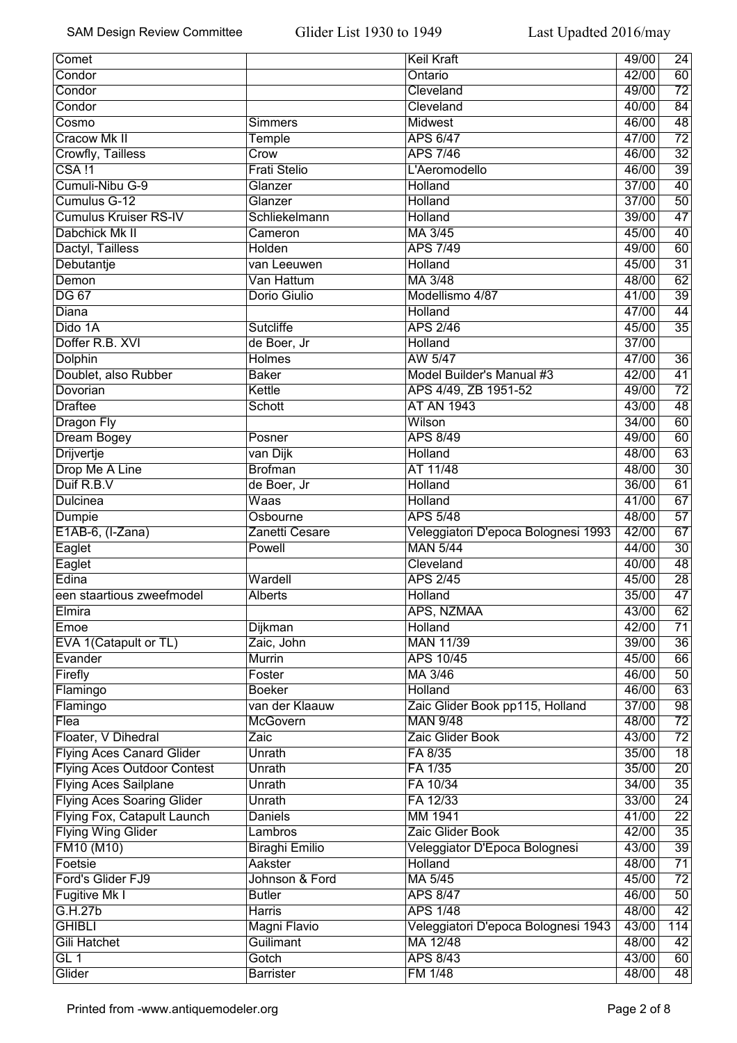| Comet | | Keil Kraft | 49/00 | 24 |
|---|---|---|---|---|
| Condor | | Ontario | 42/00 | 60 |
| Condor | | Cleveland | 49/00 | 72 |
| Condor | | Cleveland | 40/00 | 84 |
| Cosmo | Simmers | Midwest | 46/00 | 48 |
| Cracow Mk II | Temple | APS 6/47 | 47/00 | 72 |
| Crowfly, Tailless | Crow | APS 7/46 | 46/00 | 32 |
| CSA !1 | Frati Stelio | L'Aeromodello | 46/00 | 39 |
| Cumuli-Nibu G-9 | Glanzer | Holland | 37/00 | 40 |
| Cumulus G-12 | Glanzer | Holland | 37/00 | 50 |
| Cumulus Kruiser RS-IV | Schliekelmann | Holland | 39/00 | 47 |
| Dabchick Mk II | Cameron | MA 3/45 | 45/00 | 40 |
| Dactyl, Tailless | Holden | APS 7/49 | 49/00 | 60 |
| Debutantje | van Leeuwen | Holland | 45/00 | 31 |
| Demon | Van Hattum | MA 3/48 | 48/00 | 62 |
| DG 67 | Dorio Giulio | Modellismo 4/87 | 41/00 | 39 |
| Diana | | Holland | 47/00 | 44 |
| Dido 1A | Sutcliffe | APS 2/46 | 45/00 | 35 |
| Doffer R.B. XVI | de Boer, Jr | Holland | 37/00 | |
| Dolphin | Holmes | AW 5/47 | 47/00 | 36 |
| Doublet, also Rubber | Baker | Model Builder's Manual #3 | 42/00 | 41 |
| Dovorian | Kettle | APS 4/49, ZB 1951-52 | 49/00 | 72 |
| Draftee | Schott | AT AN 1943 | 43/00 | 48 |
| Dragon Fly | | Wilson | 34/00 | 60 |
| Dream Bogey | Posner | APS 8/49 | 49/00 | 60 |
| Drijvertje | van Dijk | Holland | 48/00 | 63 |
| Drop Me A Line | Brofman | AT 11/48 | 48/00 | 30 |
| Duif R.B.V | de Boer, Jr | Holland | 36/00 | 61 |
| Dulcinea | Waas | Holland | 41/00 | 67 |
| Dumpie | Osbourne | APS 5/48 | 48/00 | 57 |
| E1AB-6, (I-Zana) | Zanetti Cesare | Veleggiatori D'epoca Bolognesi 1993 | 42/00 | 67 |
| Eaglet | Powell | MAN 5/44 | 44/00 | 30 |
| Eaglet | | Cleveland | 40/00 | 48 |
| Edina | Wardell | APS 2/45 | 45/00 | 28 |
| een staartious zweefmodel | Alberts | Holland | 35/00 | 47 |
| Elmira | | APS, NZMAA | 43/00 | 62 |
| Emoe | Dijkman | Holland | 42/00 | 71 |
| EVA 1(Catapult or TL) | Zaic, John | MAN 11/39 | 39/00 | 36 |
| Evander | Murrin | APS 10/45 | 45/00 | 66 |
| Firefly | Foster | MA 3/46 | 46/00 | 50 |
| Flamingo | Boeker | Holland | 46/00 | 63 |
| Flamingo | van der Klaauw | Zaic Glider Book pp115, Holland | 37/00 | 98 |
| Flea | McGovern | MAN 9/48 | 48/00 | 72 |
| Floater, V Dihedral | Zaic | Zaic Glider Book | 43/00 | 72 |
| Flying Aces Canard Glider | Unrath | FA 8/35 | 35/00 | 18 |
| Flying Aces Outdoor Contest | Unrath | FA 1/35 | 35/00 | 20 |
| Flying Aces Sailplane | Unrath | FA 10/34 | 34/00 | 35 |
| Flying Aces Soaring Glider | Unrath | FA 12/33 | 33/00 | 24 |
| Flying Fox, Catapult Launch | Daniels | MM 1941 | 41/00 | 22 |
| Flying Wing Glider | Lambros | Zaic Glider Book | 42/00 | 35 |
| FM10 (M10) | Biraghi Emilio | Veleggiator D'Epoca Bolognesi | 43/00 | 39 |
| Foetsie | Aakster | Holland | 48/00 | 71 |
| Ford's Glider FJ9 | Johnson & Ford | MA 5/45 | 45/00 | 72 |
| Fugitive Mk I | Butler | APS 8/47 | 46/00 | 50 |
| G.H.27b | Harris | APS 1/48 | 48/00 | 42 |
| GHIBLI | Magni Flavio | Veleggiatori D'epoca Bolognesi 1943 | 43/00 | 114 |
| Gili Hatchet | Guilimant | MA 12/48 | 48/00 | 42 |
| GL 1 | Gotch | APS 8/43 | 43/00 | 60 |
| Glider | Barrister | FM 1/48 | 48/00 | 48 |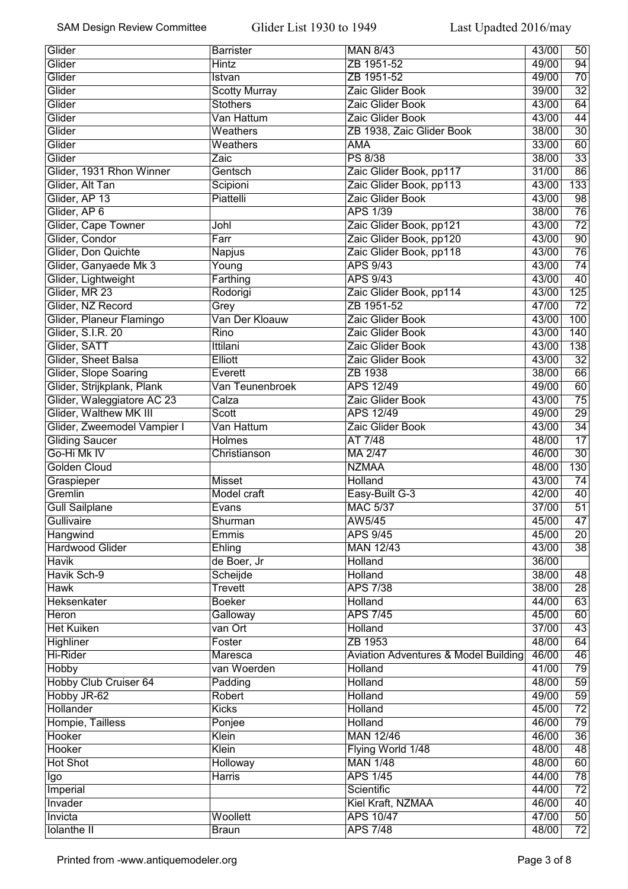| Glider | Barrister | MAN 8/43 | 43/00 | 50 |
|---|---|---|---|---|
| Glider | Hintz | ZB 1951-52 | 49/00 | 94 |
| Glider | Istvan | ZB 1951-52 | 49/00 | 70 |
| Glider | Scotty Murray | Zaic Glider Book | 39/00 | 32 |
| Glider | Stothers | Zaic Glider Book | 43/00 | 64 |
| Glider | Van Hattum | Zaic Glider Book | 43/00 | 44 |
| Glider | Weathers | ZB 1938, Zaic Glider Book | 38/00 | 30 |
| Glider | Weathers | AMA | 33/00 | 60 |
| Glider | Zaic | PS 8/38 | 38/00 | 33 |
| Glider, 1931 Rhon Winner | Gentsch | Zaic Glider Book, pp117 | 31/00 | 86 |
| Glider, Alt Tan | Scipioni | Zaic Glider Book, pp113 | 43/00 | 133 |
| Glider, AP 13 | Piattelli | Zaic Glider Book | 43/00 | 98 |
| Glider, AP 6 | | APS 1/39 | 38/00 | 76 |
| Glider, Cape Towner | Johl | Zaic Glider Book, pp121 | 43/00 | 72 |
| Glider, Condor | Farr | Zaic Glider Book, pp120 | 43/00 | 90 |
| Glider, Don Quichte | Napjus | Zaic Glider Book, pp118 | 43/00 | 76 |
| Glider, Ganyaede Mk 3 | Young | APS 9/43 | 43/00 | 74 |
| Glider, Lightweight | Farthing | APS 9/43 | 43/00 | 40 |
| Glider, MR 23 | Rodorigi | Zaic Glider Book, pp114 | 43/00 | 125 |
| Glider, NZ Record | Grey | ZB 1951-52 | 47/00 | 72 |
| Glider, Planeur Flamingo | Van Der Kloauw | Zaic Glider Book | 43/00 | 100 |
| Glider, S.I.R. 20 | Rino | Zaic Glider Book | 43/00 | 140 |
| Glider, SATT | Ittilani | Zaic Glider Book | 43/00 | 138 |
| Glider, Sheet Balsa | Elliott | Zaic Glider Book | 43/00 | 32 |
| Glider, Slope Soaring | Everett | ZB 1938 | 38/00 | 66 |
| Glider, Strijkplank, Plank | Van Teunenbroek | APS 12/49 | 49/00 | 60 |
| Glider, Waleggiatore AC 23 | Calza | Zaic Glider Book | 43/00 | 75 |
| Glider, Walthew MK III | Scott | APS 12/49 | 49/00 | 29 |
| Glider, Zweemodel Vampier I | Van Hattum | Zaic Glider Book | 43/00 | 34 |
| Gliding Saucer | Holmes | AT 7/48 | 48/00 | 17 |
| Go-Hi Mk IV | Christianson | MA 2/47 | 46/00 | 30 |
| Golden Cloud | | NZMAA | 48/00 | 130 |
| Graspieper | Misset | Holland | 43/00 | 74 |
| Gremlin | Model craft | Easy-Built G-3 | 42/00 | 40 |
| Gull Sailplane | Evans | MAC 5/37 | 37/00 | 51 |
| Gullivaire | Shurman | AW5/45 | 45/00 | 47 |
| Hangwind | Emmis | APS 9/45 | 45/00 | 20 |
| Hardwood Glider | Ehling | MAN 12/43 | 43/00 | 38 |
| Havik | de Boer, Jr | Holland | 36/00 | |
| Havik Sch-9 | Scheijde | Holland | 38/00 | 48 |
| Hawk | Trevett | APS 7/38 | 38/00 | 28 |
| Heksenkater | Boeker | Holland | 44/00 | 63 |
| Heron | Galloway | APS 7/45 | 45/00 | 60 |
| Het Kuiken | van Ort | Holland | 37/00 | 43 |
| Highliner | Foster | ZB 1953 | 48/00 | 64 |
| Hi-Rider | Maresca | Aviation Adventures & Model Building | 46/00 | 46 |
| Hobby | van Woerden | Holland | 41/00 | 79 |
| Hobby Club Cruiser 64 | Padding | Holland | 48/00 | 59 |
| Hobby JR-62 | Robert | Holland | 49/00 | 59 |
| Hollander | Kicks | Holland | 45/00 | 72 |
| Hompie, Tailless | Ponjee | Holland | 46/00 | 79 |
| Hooker | Klein | MAN 12/46 | 46/00 | 36 |
| Hooker | Klein | Flying World 1/48 | 48/00 | 48 |
| Hot Shot | Holloway | MAN 1/48 | 48/00 | 60 |
| Igo | Harris | APS 1/45 | 44/00 | 78 |
| Imperial | | Scientific | 44/00 | 72 |
| Invader | | Kiel Kraft, NZMAA | 46/00 | 40 |
| Invicta | Woollett | APS 10/47 | 47/00 | 50 |
| Iolanthe II | Braun | APS 7/48 | 48/00 | 72 |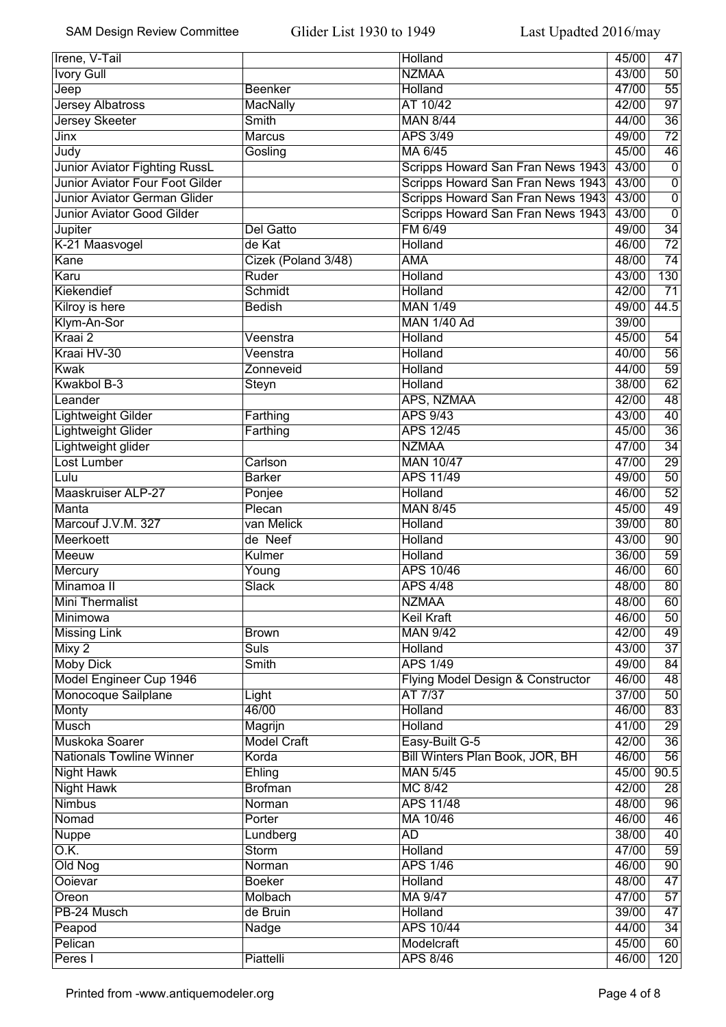| Irene, V-Tail | | Holland | 45/00 | 47 |
|---|---|---|---|---|
| Ivory Gull | | NZMAA | 43/00 | 50 |
| Jeep | Beenker | Holland | 47/00 | 55 |
| Jersey Albatross | MacNally | AT 10/42 | 42/00 | 97 |
| Jersey Skeeter | Smith | MAN 8/44 | 44/00 | 36 |
| Jinx | Marcus | APS 3/49 | 49/00 | 72 |
| Judy | Gosling | MA 6/45 | 45/00 | 46 |
| Junior Aviator Fighting RussL | | Scripps Howard San Fran News 1943 | 43/00 | 0 |
| Junior Aviator Four Foot Gilder | | Scripps Howard San Fran News 1943 | 43/00 | 0 |
| Junior Aviator German Glider | | Scripps Howard San Fran News 1943 | 43/00 | 0 |
| Junior Aviator Good Gilder | | Scripps Howard San Fran News 1943 | 43/00 | 0 |
| Jupiter | Del Gatto | FM 6/49 | 49/00 | 34 |
| K-21 Maasvogel | de Kat | Holland | 46/00 | 72 |
| Kane | Cizek (Poland 3/48) | AMA | 48/00 | 74 |
| Karu | Ruder | Holland | 43/00 | 130 |
| Kiekendief | Schmidt | Holland | 42/00 | 71 |
| Kilroy is here | Bedish | MAN 1/49 | 49/00 | 44.5 |
| Klym-An-Sor | | MAN 1/40 Ad | 39/00 | |
| Kraai 2 | Veenstra | Holland | 45/00 | 54 |
| Kraai HV-30 | Veenstra | Holland | 40/00 | 56 |
| Kwak | Zonneveid | Holland | 44/00 | 59 |
| Kwakbol B-3 | Steyn | Holland | 38/00 | 62 |
| Leander | | APS, NZMAA | 42/00 | 48 |
| Lightweight Gilder | Farthing | APS 9/43 | 43/00 | 40 |
| Lightweight Glider | Farthing | APS 12/45 | 45/00 | 36 |
| Lightweight glider | | NZMAA | 47/00 | 34 |
| Lost Lumber | Carlson | MAN 10/47 | 47/00 | 29 |
| Lulu | Barker | APS 11/49 | 49/00 | 50 |
| Maaskruiser ALP-27 | Ponjee | Holland | 46/00 | 52 |
| Manta | Plecan | MAN 8/45 | 45/00 | 49 |
| Marcouf J.V.M. 327 | van Melick | Holland | 39/00 | 80 |
| Meerkoett | de Neef | Holland | 43/00 | 90 |
| Meeuw | Kulmer | Holland | 36/00 | 59 |
| Mercury | Young | APS 10/46 | 46/00 | 60 |
| Minamoa II | Slack | APS 4/48 | 48/00 | 80 |
| Mini Thermalist | | NZMAA | 48/00 | 60 |
| Minimowa | | Keil Kraft | 46/00 | 50 |
| Missing Link | Brown | MAN 9/42 | 42/00 | 49 |
| Mixy 2 | Suls | Holland | 43/00 | 37 |
| Moby Dick | Smith | APS 1/49 | 49/00 | 84 |
| Model Engineer Cup 1946 | | Flying Model Design & Constructor | 46/00 | 48 |
| Monocoque Sailplane | Light | AT 7/37 | 37/00 | 50 |
| Monty | 46/00 | Holland | 46/00 | 83 |
| Musch | Magrijn | Holland | 41/00 | 29 |
| Muskoka Soarer | Model Craft | Easy-Built G-5 | 42/00 | 36 |
| Nationals Towline Winner | Korda | Bill Winters Plan Book, JOR, BH | 46/00 | 56 |
| Night Hawk | Ehling | MAN 5/45 | 45/00 | 90.5 |
| Night Hawk | Brofman | MC 8/42 | 42/00 | 28 |
| Nimbus | Norman | APS 11/48 | 48/00 | 96 |
| Nomad | Porter | MA 10/46 | 46/00 | 46 |
| Nuppe | Lundberg | AD | 38/00 | 40 |
| O.K. | Storm | Holland | 47/00 | 59 |
| Old Nog | Norman | APS 1/46 | 46/00 | 90 |
| Ooievar | Boeker | Holland | 48/00 | 47 |
| Oreon | Molbach | MA 9/47 | 47/00 | 57 |
| PB-24 Musch | de Bruin | Holland | 39/00 | 47 |
| Peapod | Nadge | APS 10/44 | 44/00 | 34 |
| Pelican | | Modelcraft | 45/00 | 60 |
| Peres I | Piattelli | APS 8/46 | 46/00 | 120 |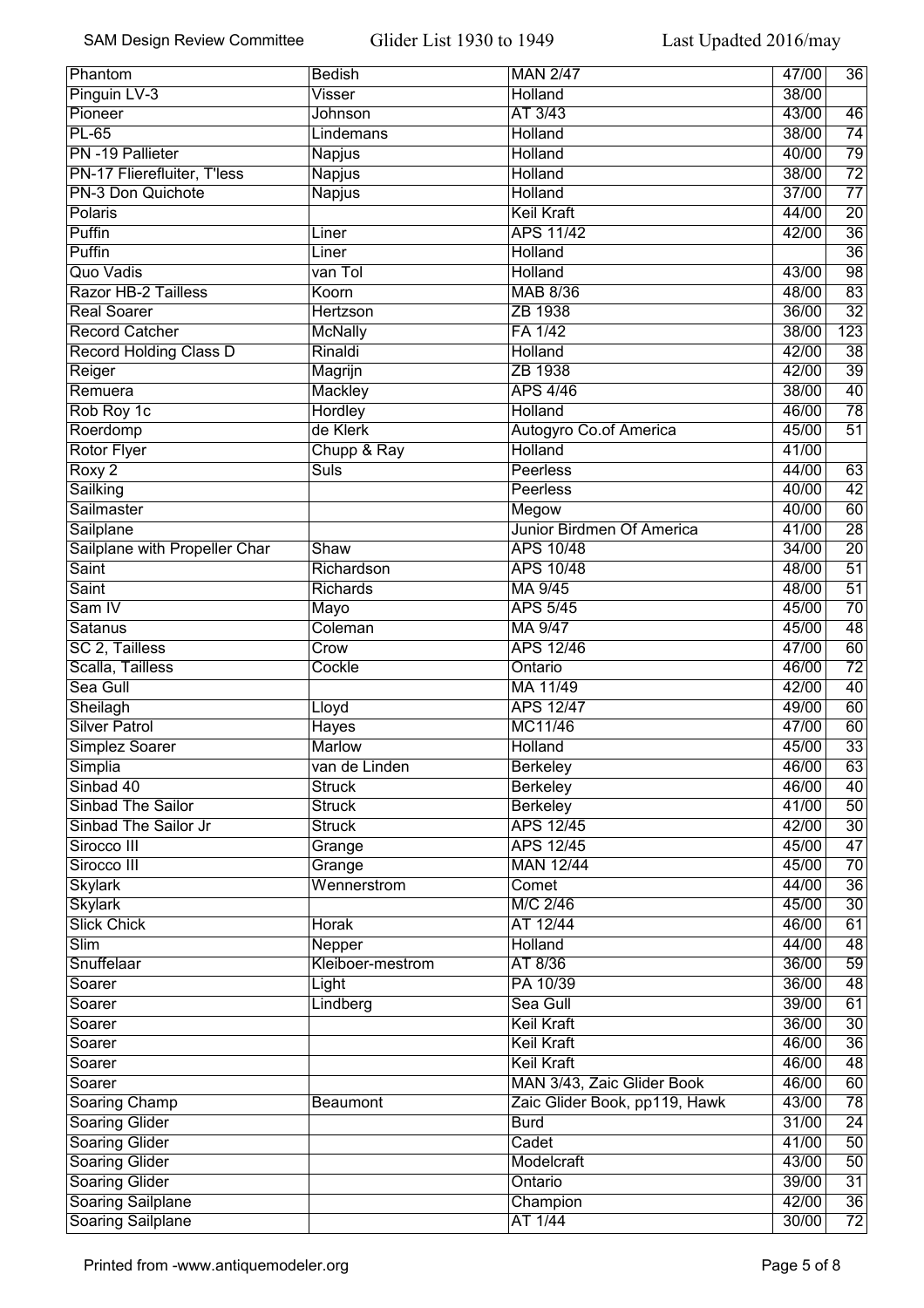| Phantom | Bedish | MAN 2/47 | 47/00 | 36 |
|---|---|---|---|---|
| Pinguin LV-3 | Visser | Holland | 38/00 | |
| Pioneer | Johnson | AT 3/43 | 43/00 | 46 |
| PL-65 | Lindemans | Holland | 38/00 | 74 |
| PN -19 Pallieter | Napjus | Holland | 40/00 | 79 |
| PN-17 Fliérefluiter, T'less | Napjus | Holland | 38/00 | 72 |
| PN-3 Don Quichote | Napjus | Holland | 37/00 | 77 |
| Polaris | | Keil Kraft | 44/00 | 20 |
| Puffin | Liner | APS 11/42 | 42/00 | 36 |
| Puffin | Liner | Holland | | 36 |
| Quo Vadis | van Tol | Holland | 43/00 | 98 |
| Razor HB-2 Tailless | Koorn | MAB 8/36 | 48/00 | 83 |
| Real Soarer | Hertzson | ZB 1938 | 36/00 | 32 |
| Record Catcher | McNally | FA 1/42 | 38/00 | 123 |
| Record Holding Class D | Rinaldi | Holland | 42/00 | 38 |
| Reiger | Magrijn | ZB 1938 | 42/00 | 39 |
| Remuera | Mackley | APS 4/46 | 38/00 | 40 |
| Rob Roy 1c | Hordley | Holland | 46/00 | 78 |
| Roerdomp | de Klerk | Autogyro Co.of America | 45/00 | 51 |
| Rotor Flyer | Chupp & Ray | Holland | 41/00 | |
| Roxy 2 | Suls | Peerless | 44/00 | 63 |
| Sailking | | Peerless | 40/00 | 42 |
| Sailmaster | | Megow | 40/00 | 60 |
| Sailplane | | Junior Birdmen Of America | 41/00 | 28 |
| Sailplane with Propeller Char | Shaw | APS 10/48 | 34/00 | 20 |
| Saint | Richardson | APS 10/48 | 48/00 | 51 |
| Saint | Richards | MA 9/45 | 48/00 | 51 |
| Sam IV | Mayo | APS 5/45 | 45/00 | 70 |
| Satanus | Coleman | MA 9/47 | 45/00 | 48 |
| SC 2, Tailless | Crow | APS 12/46 | 47/00 | 60 |
| Scalla, Tailless | Cockle | Ontario | 46/00 | 72 |
| Sea Gull | | MA 11/49 | 42/00 | 40 |
| Sheilagh | Lloyd | APS 12/47 | 49/00 | 60 |
| Silver Patrol | Hayes | MC11/46 | 47/00 | 60 |
| Simplez Soarer | Marlow | Holland | 45/00 | 33 |
| Simplia | van de Linden | Berkeley | 46/00 | 63 |
| Sinbad 40 | Struck | Berkeley | 46/00 | 40 |
| Sinbad The Sailor | Struck | Berkeley | 41/00 | 50 |
| Sinbad The Sailor Jr | Struck | APS 12/45 | 42/00 | 30 |
| Sirocco III | Grange | APS 12/45 | 45/00 | 47 |
| Sirocco III | Grange | MAN 12/44 | 45/00 | 70 |
| Skylark | Wennerstrom | Comet | 44/00 | 36 |
| Skylark | | M/C 2/46 | 45/00 | 30 |
| Slick Chick | Horak | AT 12/44 | 46/00 | 61 |
| Slim | Nepper | Holland | 44/00 | 48 |
| Snuffelaar | Kleiboer-mestrom | AT 8/36 | 36/00 | 59 |
| Soarer | Light | PA 10/39 | 36/00 | 48 |
| Soarer | Lindberg | Sea Gull | 39/00 | 61 |
| Soarer | | Keil Kraft | 36/00 | 30 |
| Soarer | | Keil Kraft | 46/00 | 36 |
| Soarer | | Keil Kraft | 46/00 | 48 |
| Soarer | | MAN 3/43, Zaic Glider Book | 46/00 | 60 |
| Soaring Champ | Beaumont | Zaic Glider Book, pp119, Hawk | 43/00 | 78 |
| Soaring Glider | | Burd | 31/00 | 24 |
| Soaring Glider | | Cadet | 41/00 | 50 |
| Soaring Glider | | Modelcraft | 43/00 | 50 |
| Soaring Glider | | Ontario | 39/00 | 31 |
| Soaring Sailplane | | Champion | 42/00 | 36 |
| Soaring Sailplane | | AT 1/44 | 30/00 | 72 |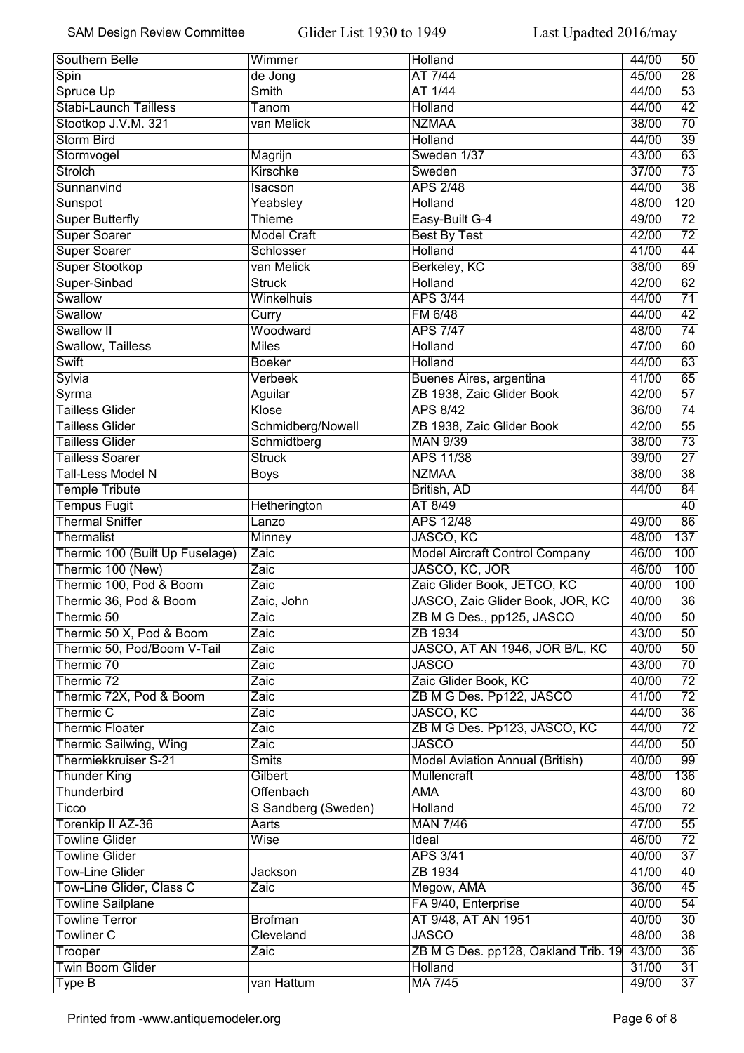| Southern Belle | Wimmer | Holland | 44/00 | 50 |
|---|---|---|---|---|
| Spin | de Jong | AT 7/44 | 45/00 | 28 |
| Spruce Up | Smith | AT 1/44 | 44/00 | 53 |
| Stabi-Launch Tailless | Tanom | Holland | 44/00 | 42 |
| Stootkop J.V.M. 321 | van Melick | NZMAA | 38/00 | 70 |
| Storm Bird | | Holland | 44/00 | 39 |
| Stormvogel | Magrijn | Sweden 1/37 | 43/00 | 63 |
| Strolch | Kirschke | Sweden | 37/00 | 73 |
| Sunnanvind | Isacson | APS 2/48 | 44/00 | 38 |
| Sunspot | Yeabsley | Holland | 48/00 | 120 |
| Super Butterfly | Thieme | Easy-Built G-4 | 49/00 | 72 |
| Super Soarer | Model Craft | Best By Test | 42/00 | 72 |
| Super Soarer | Schlosser | Holland | 41/00 | 44 |
| Super Stootkop | van Melick | Berkeley, KC | 38/00 | 69 |
| Super-Sinbad | Struck | Holland | 42/00 | 62 |
| Swallow | Winkelhuis | APS 3/44 | 44/00 | 71 |
| Swallow | Curry | FM 6/48 | 44/00 | 42 |
| Swallow II | Woodward | APS 7/47 | 48/00 | 74 |
| Swallow, Tailless | Miles | Holland | 47/00 | 60 |
| Swift | Boeker | Holland | 44/00 | 63 |
| Sylvia | Verbeek | Buenes Aires, argentina | 41/00 | 65 |
| Syrma | Aguilar | ZB 1938, Zaic Glider Book | 42/00 | 57 |
| Tailless Glider | Klose | APS 8/42 | 36/00 | 74 |
| Tailless Glider | Schmidberg/Nowell | ZB 1938, Zaic Glider Book | 42/00 | 55 |
| Tailless Glider | Schmidtberg | MAN 9/39 | 38/00 | 73 |
| Tailless Soarer | Struck | APS 11/38 | 39/00 | 27 |
| Tall-Less Model N | Boys | NZMAA | 38/00 | 38 |
| Temple Tribute | | British, AD | 44/00 | 84 |
| Tempus Fugit | Hetherington | AT 8/49 | | 40 |
| Thermal Sniffer | Lanzo | APS 12/48 | 49/00 | 86 |
| Thermalist | Minney | JASCO, KC | 48/00 | 137 |
| Thermic 100 (Built Up Fuselage) | Zaic | Model Aircraft Control Company | 46/00 | 100 |
| Thermic 100 (New) | Zaic | JASCO, KC, JOR | 46/00 | 100 |
| Thermic 100, Pod & Boom | Zaic | Zaic Glider Book, JETCO, KC | 40/00 | 100 |
| Thermic 36, Pod & Boom | Zaic, John | JASCO, Zaic Glider Book, JOR, KC | 40/00 | 36 |
| Thermic 50 | Zaic | ZB M G Des., pp125, JASCO | 40/00 | 50 |
| Thermic 50 X, Pod & Boom | Zaic | ZB 1934 | 43/00 | 50 |
| Thermic 50, Pod/Boom V-Tail | Zaic | JASCO, AT AN 1946, JOR B/L, KC | 40/00 | 50 |
| Thermic 70 | Zaic | JASCO | 43/00 | 70 |
| Thermic 72 | Zaic | Zaic Glider Book, KC | 40/00 | 72 |
| Thermic 72X, Pod & Boom | Zaic | ZB M G Des. Pp122, JASCO | 41/00 | 72 |
| Thermic C | Zaic | JASCO, KC | 44/00 | 36 |
| Thermic Floater | Zaic | ZB M G Des. Pp123, JASCO, KC | 44/00 | 72 |
| Thermic Sailwing, Wing | Zaic | JASCO | 44/00 | 50 |
| Thermiekkruiser S-21 | Smits | Model Aviation Annual (British) | 40/00 | 99 |
| Thunder King | Gilbert | Mullencraft | 48/00 | 136 |
| Thunderbird | Offenbach | AMA | 43/00 | 60 |
| Ticco | S Sandberg (Sweden) | Holland | 45/00 | 72 |
| Torenkip II AZ-36 | Aarts | MAN 7/46 | 47/00 | 55 |
| Towline Glider | Wise | Ideal | 46/00 | 72 |
| Towline Glider | | APS 3/41 | 40/00 | 37 |
| Tow-Line Glider | Jackson | ZB 1934 | 41/00 | 40 |
| Tow-Line Glider, Class C | Zaic | Megow, AMA | 36/00 | 45 |
| Towline Sailplane | | FA 9/40, Enterprise | 40/00 | 54 |
| Towline Terror | Brofman | AT 9/48, AT AN 1951 | 40/00 | 30 |
| Towliner C | Cleveland | JASCO | 48/00 | 38 |
| Trooper | Zaic | ZB M G Des. pp128, Oakland Trib. 19 | 43/00 | 36 |
| Twin Boom Glider | | Holland | 31/00 | 31 |
| Type B | van Hattum | MA 7/45 | 49/00 | 37 |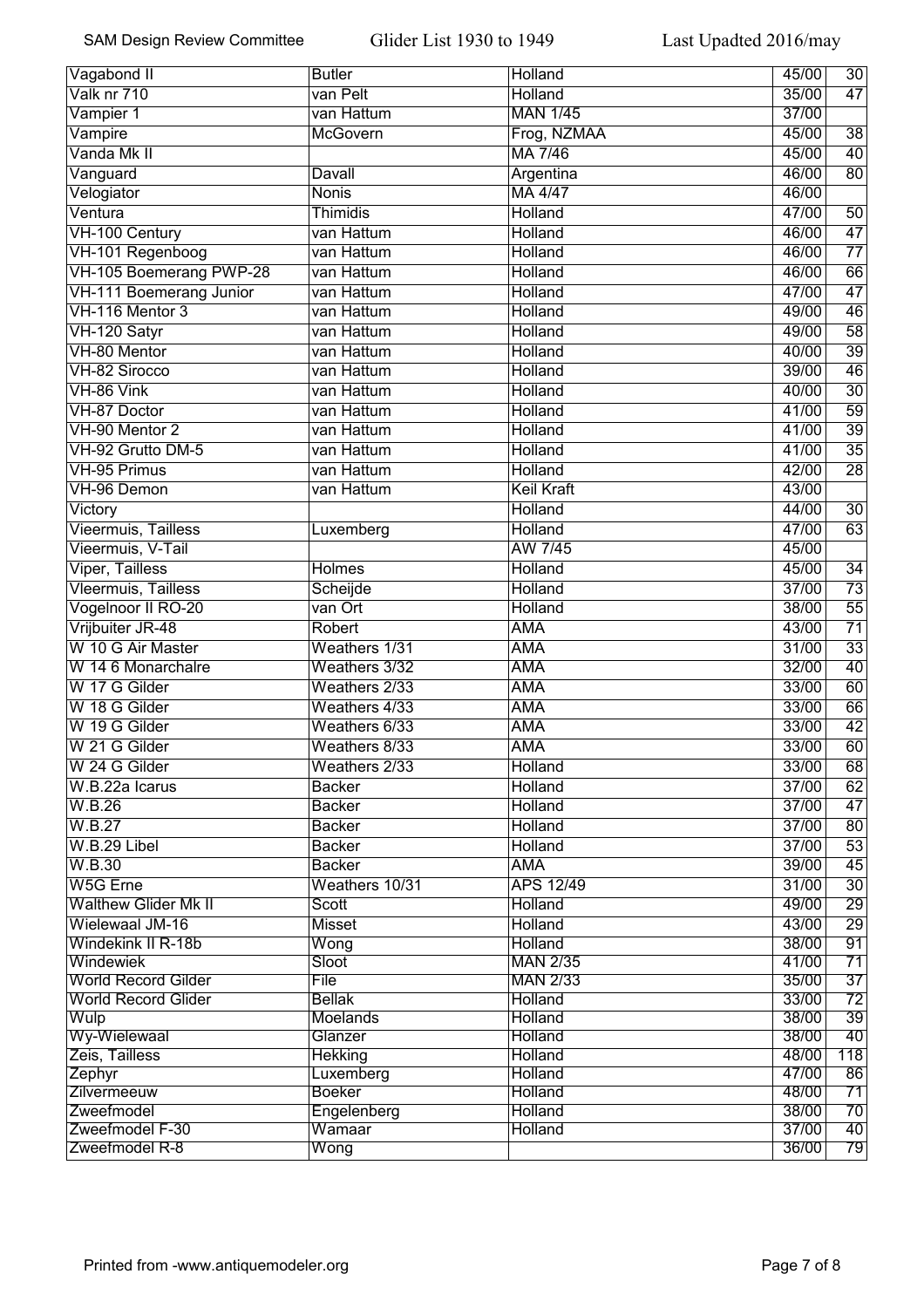| | | | | |
|---|---|---|---|---|
| Vagabond II | Butler | Holland | 45/00 | 30 |
| Valk nr 710 | van Pelt | Holland | 35/00 | 47 |
| Vampier 1 | van Hattum | MAN 1/45 | 37/00 | |
| Vampire | McGovern | Frog, NZMAA | 45/00 | 38 |
| Vanda Mk II | | MA 7/46 | 45/00 | 40 |
| Vanguard | Davall | Argentina | 46/00 | 80 |
| Velogiator | Nonis | MA 4/47 | 46/00 | |
| Ventura | Thimidis | Holland | 47/00 | 50 |
| VH-100 Century | van Hattum | Holland | 46/00 | 47 |
| VH-101 Regenboog | van Hattum | Holland | 46/00 | 77 |
| VH-105 Boemerang PWP-28 | van Hattum | Holland | 46/00 | 66 |
| VH-111 Boemerang Junior | van Hattum | Holland | 47/00 | 47 |
| VH-116 Mentor 3 | van Hattum | Holland | 49/00 | 46 |
| VH-120 Satyr | van Hattum | Holland | 49/00 | 58 |
| VH-80 Mentor | van Hattum | Holland | 40/00 | 39 |
| VH-82 Sirocco | van Hattum | Holland | 39/00 | 46 |
| VH-86 Vink | van Hattum | Holland | 40/00 | 30 |
| VH-87 Doctor | van Hattum | Holland | 41/00 | 59 |
| VH-90 Mentor 2 | van Hattum | Holland | 41/00 | 39 |
| VH-92 Grutto DM-5 | van Hattum | Holland | 41/00 | 35 |
| VH-95 Primus | van Hattum | Holland | 42/00 | 28 |
| VH-96 Demon | van Hattum | Keil Kraft | 43/00 | |
| Victory | | Holland | 44/00 | 30 |
| Vieermuis, Tailless | Luxemberg | Holland | 47/00 | 63 |
| Vieermuis, V-Tail | | AW 7/45 | 45/00 | |
| Viper, Tailless | Holmes | Holland | 45/00 | 34 |
| Vleermuis, Tailless | Scheijde | Holland | 37/00 | 73 |
| Vogelnoor II RO-20 | van Ort | Holland | 38/00 | 55 |
| Vrijbuiter JR-48 | Robert | AMA | 43/00 | 71 |
| W 10 G Air Master | Weathers 1/31 | AMA | 31/00 | 33 |
| W 14 6 Monarchalre | Weathers 3/32 | AMA | 32/00 | 40 |
| W 17 G Gilder | Weathers 2/33 | AMA | 33/00 | 60 |
| W 18 G Gilder | Weathers 4/33 | AMA | 33/00 | 66 |
| W 19 G Gilder | Weathers 6/33 | AMA | 33/00 | 42 |
| W 21 G Gilder | Weathers 8/33 | AMA | 33/00 | 60 |
| W 24 G Gilder | Weathers 2/33 | Holland | 33/00 | 68 |
| W.B.22a Icarus | Backer | Holland | 37/00 | 62 |
| W.B.26 | Backer | Holland | 37/00 | 47 |
| W.B.27 | Backer | Holland | 37/00 | 80 |
| W.B.29 Libel | Backer | Holland | 37/00 | 53 |
| W.B.30 | Backer | AMA | 39/00 | 45 |
| W5G Erne | Weathers 10/31 | APS 12/49 | 31/00 | 30 |
| Walthew Glider Mk II | Scott | Holland | 49/00 | 29 |
| Wielewaal JM-16 | Misset | Holland | 43/00 | 29 |
| Windekink II R-18b | Wong | Holland | 38/00 | 91 |
| Windewiek | Sloot | MAN 2/35 | 41/00 | 71 |
| World Record Gilder | File | MAN 2/33 | 35/00 | 37 |
| World Record Glider | Bellak | Holland | 33/00 | 72 |
| Wulp | Moelands | Holland | 38/00 | 39 |
| Wy-Wielewaal | Glanzer | Holland | 38/00 | 40 |
| Zeis, Tailless | Hekking | Holland | 48/00 | 118 |
| Zephyr | Luxemberg | Holland | 47/00 | 86 |
| Zilvermeeuw | Boeker | Holland | 48/00 | 71 |
| Zweefmodel | Engelenberg | Holland | 38/00 | 70 |
| Zweefmodel F-30 | Wamaar | Holland | 37/00 | 40 |
| Zweefmodel R-8 | Wong | | 36/00 | 79 |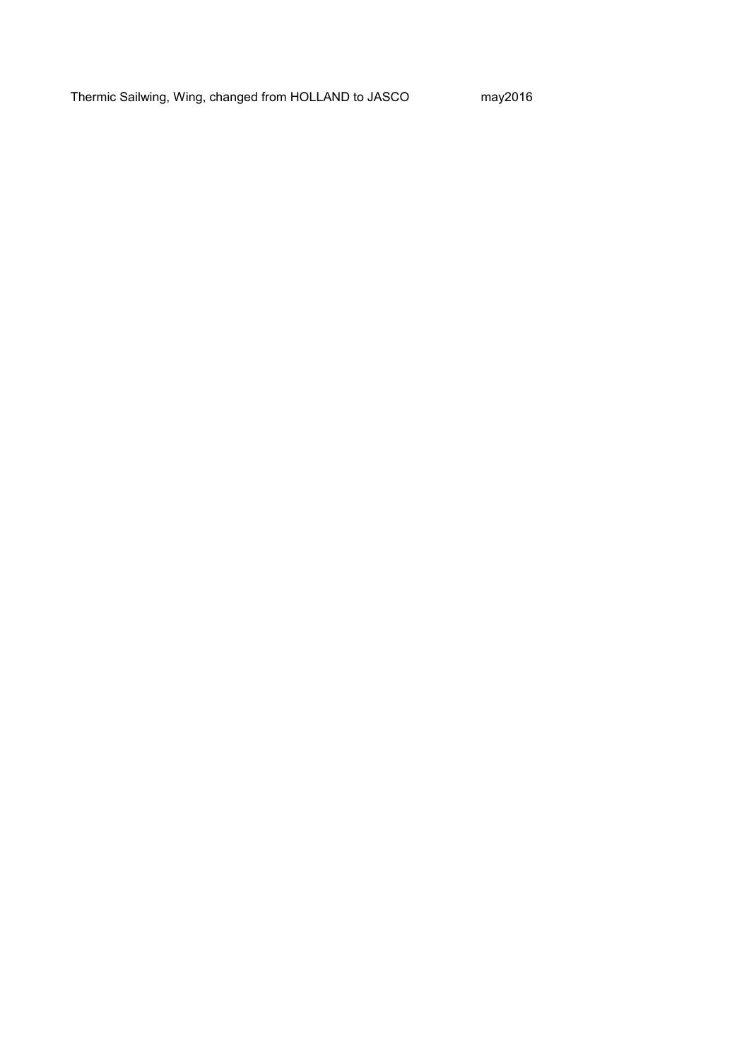Thermic Sailwing, Wing, changed from HOLLAND to JASCO may2016